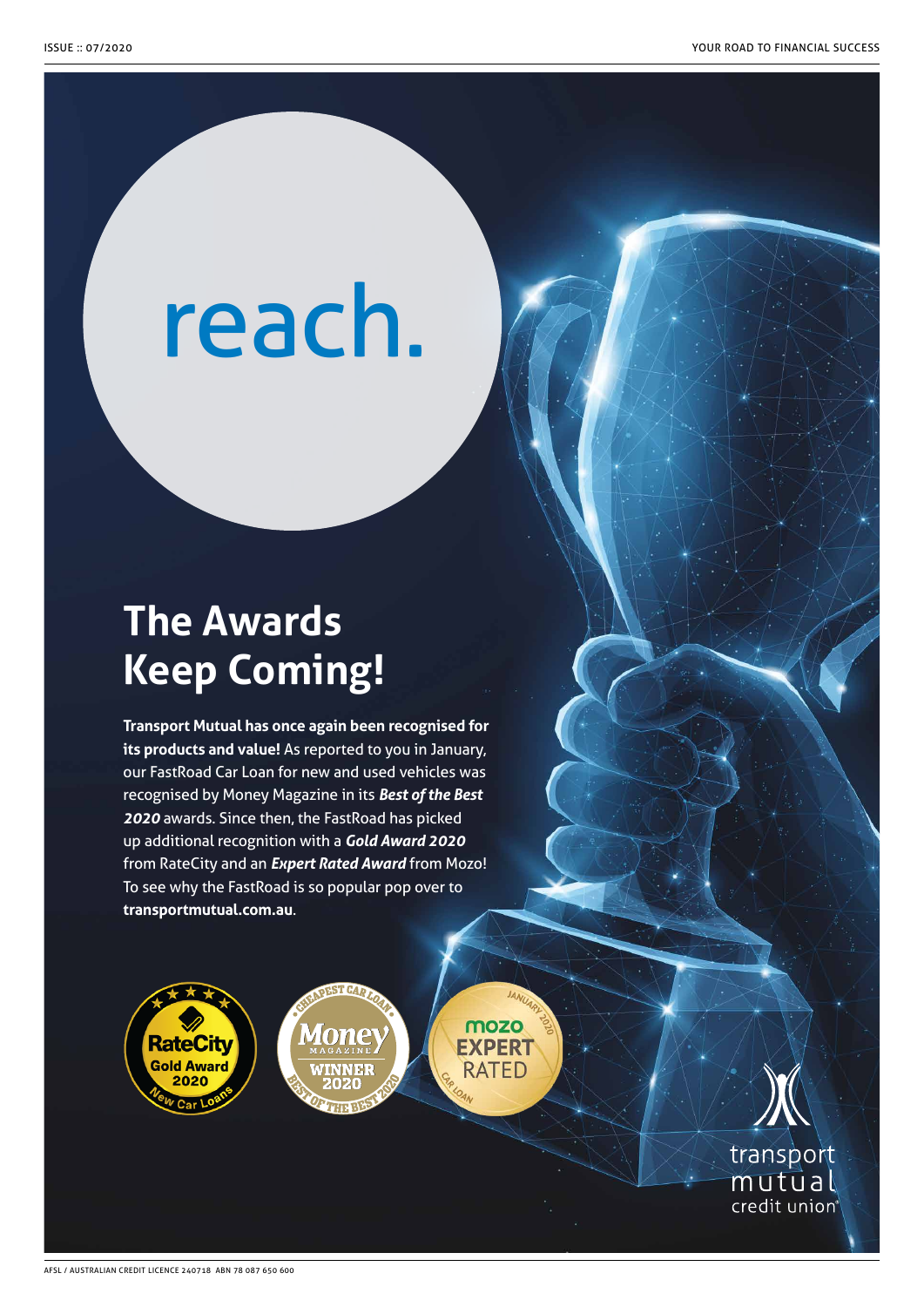# reach.

## The Awards Keep Coming!

**Transport Mutual has once again been recognised for its products and value!** As reported to you in January, our FastRoad Car Loan for new and used vehicles was recognised by Money Magazine in its ***Best of the Best 2020*** awards. Since then, the FastRoad has picked up additional recognition with a ***Gold Award 2020*** from RateCity and an ***Expert Rated Award*** from Mozo! To see why the FastRoad is so popular pop over to **transportmutual.com.au**.

RateCity Gold Award 2020 New Car Loans

Money Magazine Winner 2020 Cheapest Car Loan Best of the Best 2020

mozo Expert Rated January 2020 Car Loan

transport mutual credit union®

AFSL / AUSTRALIAN CREDIT LICENCE 240718 ABN 78 087 650 600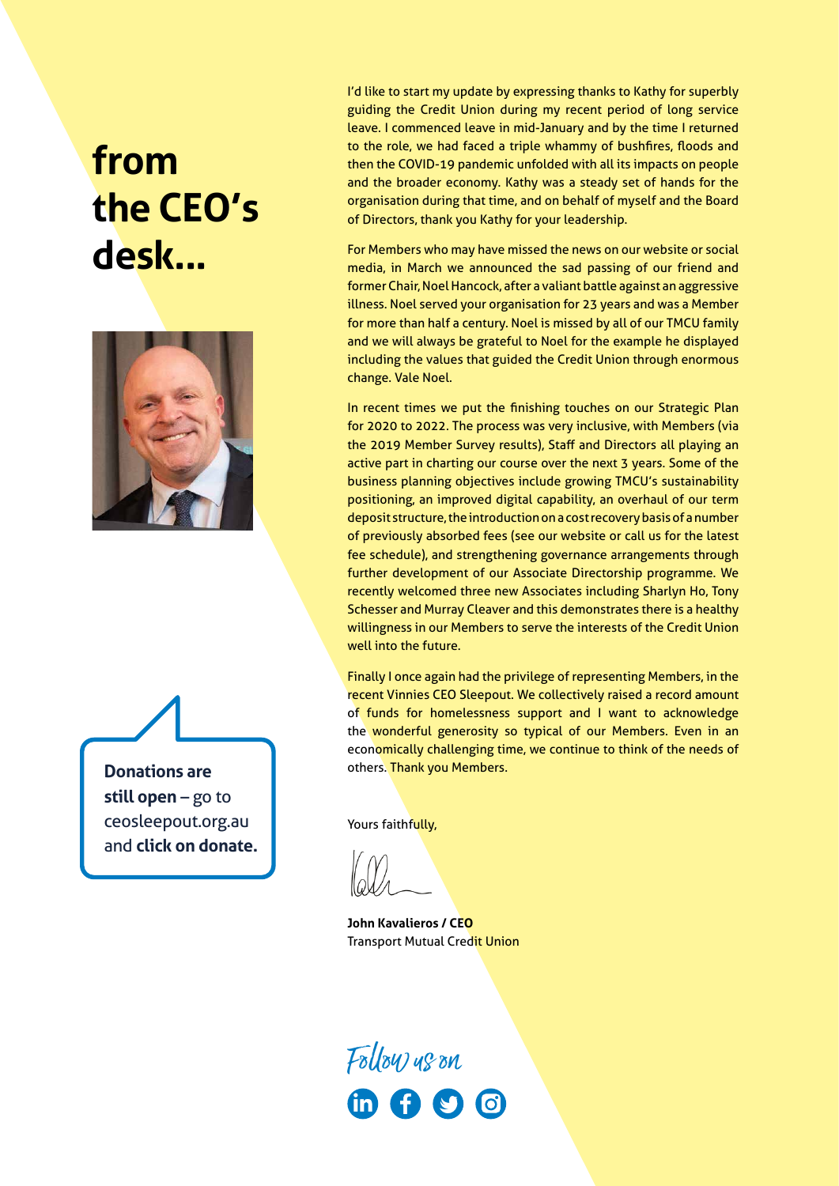# from the CEO's desk...

I'd like to start my update by expressing thanks to Kathy for superbly guiding the Credit Union during my recent period of long service leave. I commenced leave in mid-January and by the time I returned to the role, we had faced a triple whammy of bushfires, floods and then the COVID-19 pandemic unfolded with all its impacts on people and the broader economy. Kathy was a steady set of hands for the organisation during that time, and on behalf of myself and the Board of Directors, thank you Kathy for your leadership.

For Members who may have missed the news on our website or social media, in March we announced the sad passing of our friend and former Chair, Noel Hancock, after a valiant battle against an aggressive illness. Noel served your organisation for 23 years and was a Member for more than half a century. Noel is missed by all of our TMCU family and we will always be grateful to Noel for the example he displayed including the values that guided the Credit Union through enormous change. Vale Noel.

In recent times we put the finishing touches on our Strategic Plan for 2020 to 2022. The process was very inclusive, with Members (via the 2019 Member Survey results), Staff and Directors all playing an active part in charting our course over the next 3 years. Some of the business planning objectives include growing TMCU's sustainability positioning, an improved digital capability, an overhaul of our term deposit structure, the introduction on a cost recovery basis of a number of previously absorbed fees (see our website or call us for the latest fee schedule), and strengthening governance arrangements through further development of our Associate Directorship programme. We recently welcomed three new Associates including Sharlyn Ho, Tony Schesser and Murray Cleaver and this demonstrates there is a healthy willingness in our Members to serve the interests of the Credit Union well into the future.

Finally I once again had the privilege of representing Members, in the recent Vinnies CEO Sleepout. We collectively raised a record amount of funds for homelessness support and I want to acknowledge the wonderful generosity so typical of our Members. Even in an economically challenging time, we continue to think of the needs of others. Thank you Members.

**Donations are still open** – go to ceosleepout.org.au and **click on donate.**

Yours faithfully,

**John Kavalieros / CEO**
Transport Mutual Credit Union

*Follow us on*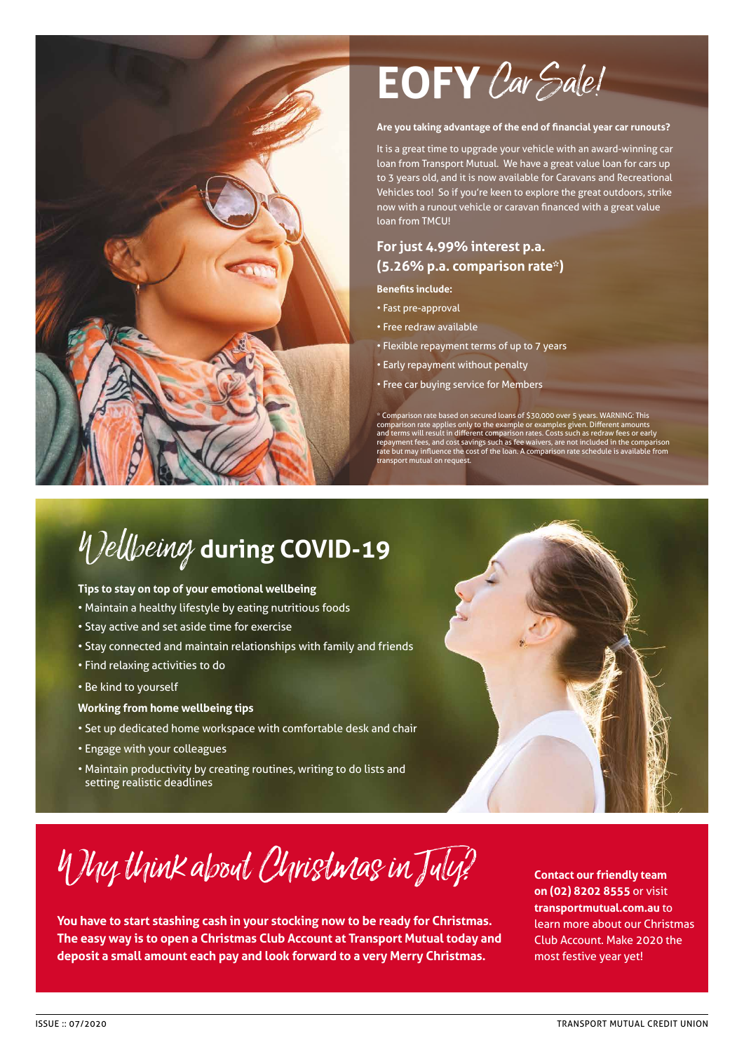# EOFY *Car Sale!*

**Are you taking advantage of the end of financial year car runouts?**

It is a great time to upgrade your vehicle with an award-winning car loan from Transport Mutual. We have a great value loan for cars up to 3 years old, and it is now available for Caravans and Recreational Vehicles too! So if you're keen to explore the great outdoors, strike now with a runout vehicle or caravan financed with a great value loan from TMCU!

## For just 4.99% interest p.a. (5.26% p.a. comparison rate*)

**Benefits include:**

- Fast pre-approval
- Free redraw available
- Flexible repayment terms of up to 7 years
- Early repayment without penalty
- Free car buying service for Members

* Comparison rate based on secured loans of $30,000 over 5 years. WARNING: This comparison rate applies only to the example or examples given. Different amounts and terms will result in different comparison rates. Costs such as redraw fees or early repayment fees, and cost savings such as fee waivers, are not included in the comparison rate but may influence the cost of the loan. A comparison rate schedule is available from transport mutual on request.

# *Wellbeing* during COVID-19

**Tips to stay on top of your emotional wellbeing**

- Maintain a healthy lifestyle by eating nutritious foods
- Stay active and set aside time for exercise
- Stay connected and maintain relationships with family and friends
- Find relaxing activities to do
- Be kind to yourself

**Working from home wellbeing tips**

- Set up dedicated home workspace with comfortable desk and chair
- Engage with your colleagues
- Maintain productivity by creating routines, writing to do lists and setting realistic deadlines

# *Why think about Christmas in July?*

**You have to start stashing cash in your stocking now to be ready for Christmas. The easy way is to open a Christmas Club Account at Transport Mutual today and deposit a small amount each pay and look forward to a very Merry Christmas.**

**Contact our friendly team on (02) 8202 8555** or visit **transportmutual.com.au** to learn more about our Christmas Club Account. Make 2020 the most festive year yet!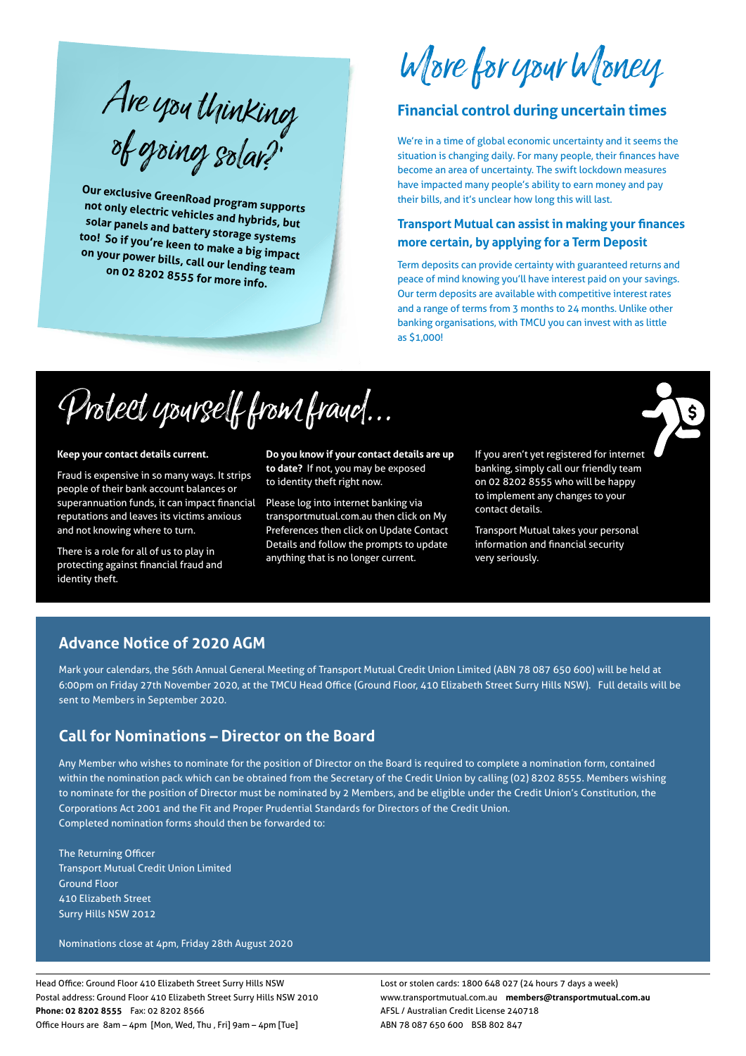## Are you thinking of going solar?

**Our exclusive GreenRoad program supports not only electric vehicles and hybrids, but solar panels and battery storage systems too! So if you're keen to make a big impact on your power bills, call our lending team on 02 8202 8555 for more info.**

## More for your Money

### Financial control during uncertain times

We're in a time of global economic uncertainty and it seems the situation is changing daily. For many people, their finances have become an area of uncertainty. The swift lockdown measures have impacted many people's ability to earn money and pay their bills, and it's unclear how long this will last.

### Transport Mutual can assist in making your finances more certain, by applying for a Term Deposit

Term deposits can provide certainty with guaranteed returns and peace of mind knowing you'll have interest paid on your savings. Our term deposits are available with competitive interest rates and a range of terms from 3 months to 24 months. Unlike other banking organisations, with TMCU you can invest with as little as $1,000!

## Protect yourself from fraud...

**Keep your contact details current.**

Fraud is expensive in so many ways. It strips people of their bank account balances or superannuation funds, it can impact financial reputations and leaves its victims anxious and not knowing where to turn.

There is a role for all of us to play in protecting against financial fraud and identity theft.

**Do you know if your contact details are up to date?** If not, you may be exposed to identity theft right now.

Please log into internet banking via transportmutual.com.au then click on My Preferences then click on Update Contact Details and follow the prompts to update anything that is no longer current.

If you aren't yet registered for internet banking, simply call our friendly team on 02 8202 8555 who will be happy to implement any changes to your contact details.

Transport Mutual takes your personal information and financial security very seriously.

## Advance Notice of 2020 AGM

Mark your calendars, the 56th Annual General Meeting of Transport Mutual Credit Union Limited (ABN 78 087 650 600) will be held at 6:00pm on Friday 27th November 2020, at the TMCU Head Office (Ground Floor, 410 Elizabeth Street Surry Hills NSW). Full details will be sent to Members in September 2020.

## Call for Nominations – Director on the Board

Any Member who wishes to nominate for the position of Director on the Board is required to complete a nomination form, contained within the nomination pack which can be obtained from the Secretary of the Credit Union by calling (02) 8202 8555. Members wishing to nominate for the position of Director must be nominated by 2 Members, and be eligible under the Credit Union's Constitution, the Corporations Act 2001 and the Fit and Proper Prudential Standards for Directors of the Credit Union.
Completed nomination forms should then be forwarded to:

The Returning Officer
Transport Mutual Credit Union Limited
Ground Floor
410 Elizabeth Street
Surry Hills NSW 2012

Nominations close at 4pm, Friday 28th August 2020

Head Office: Ground Floor 410 Elizabeth Street Surry Hills NSW
Postal address: Ground Floor 410 Elizabeth Street Surry Hills NSW 2010
**Phone: 02 8202 8555** Fax: 02 8202 8566
Office Hours are 8am – 4pm [Mon, Wed, Thu , Fri] 9am – 4pm [Tue]

Lost or stolen cards: 1800 648 027 (24 hours 7 days a week)
www.transportmutual.com.au **members@transportmutual.com.au**
AFSL / Australian Credit License 240718
ABN 78 087 650 600 BSB 802 847